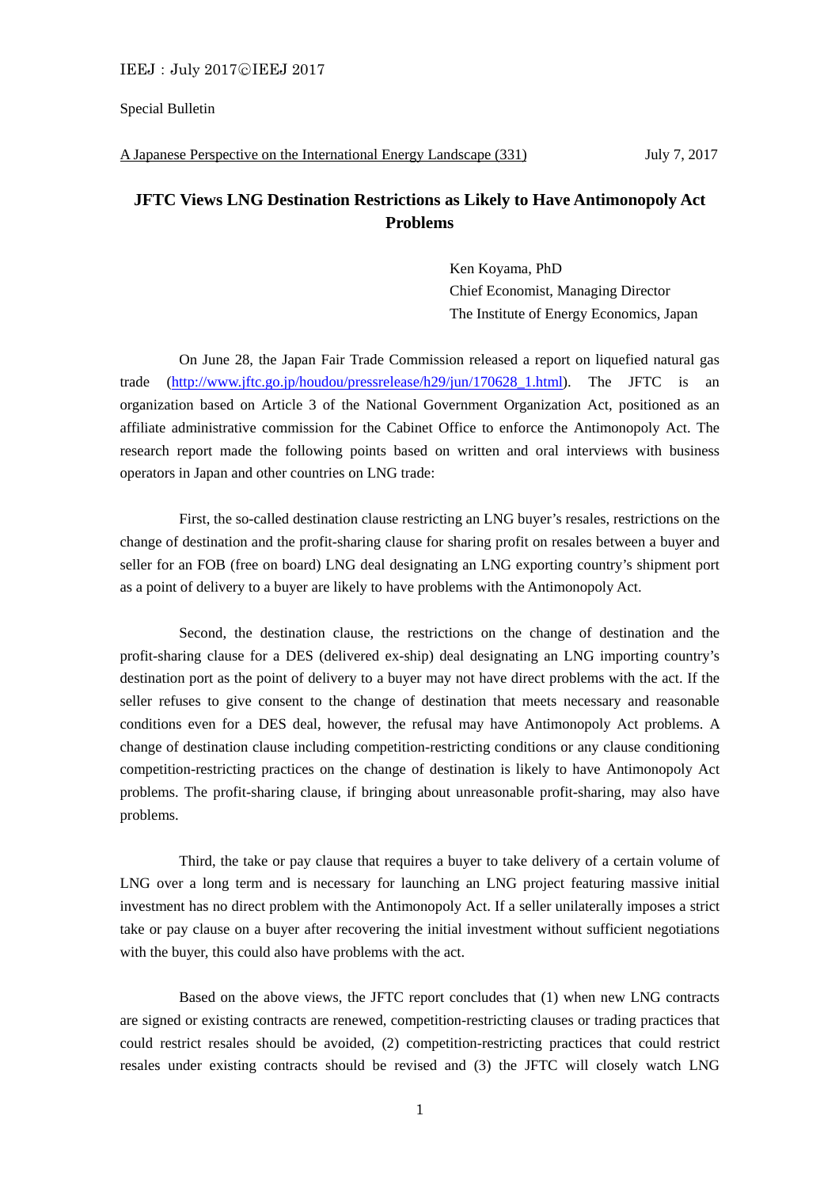Special Bulletin

A Japanese Perspective on the International Energy Landscape (331) July 7, 2017

# JFTC Views LNG Destination Restrictions as Likely to Have Antimonopoly Act Problems

Ken Koyama, PhD
Chief Economist, Managing Director
The Institute of Energy Economics, Japan

On June 28, the Japan Fair Trade Commission released a report on liquefied natural gas trade (http://www.jftc.go.jp/houdou/pressrelease/h29/jun/170628_1.html). The JFTC is an organization based on Article 3 of the National Government Organization Act, positioned as an affiliate administrative commission for the Cabinet Office to enforce the Antimonopoly Act. The research report made the following points based on written and oral interviews with business operators in Japan and other countries on LNG trade:

First, the so-called destination clause restricting an LNG buyer's resales, restrictions on the change of destination and the profit-sharing clause for sharing profit on resales between a buyer and seller for an FOB (free on board) LNG deal designating an LNG exporting country's shipment port as a point of delivery to a buyer are likely to have problems with the Antimonopoly Act.

Second, the destination clause, the restrictions on the change of destination and the profit-sharing clause for a DES (delivered ex-ship) deal designating an LNG importing country's destination port as the point of delivery to a buyer may not have direct problems with the act. If the seller refuses to give consent to the change of destination that meets necessary and reasonable conditions even for a DES deal, however, the refusal may have Antimonopoly Act problems. A change of destination clause including competition-restricting conditions or any clause conditioning competition-restricting practices on the change of destination is likely to have Antimonopoly Act problems. The profit-sharing clause, if bringing about unreasonable profit-sharing, may also have problems.

Third, the take or pay clause that requires a buyer to take delivery of a certain volume of LNG over a long term and is necessary for launching an LNG project featuring massive initial investment has no direct problem with the Antimonopoly Act. If a seller unilaterally imposes a strict take or pay clause on a buyer after recovering the initial investment without sufficient negotiations with the buyer, this could also have problems with the act.

Based on the above views, the JFTC report concludes that (1) when new LNG contracts are signed or existing contracts are renewed, competition-restricting clauses or trading practices that could restrict resales should be avoided, (2) competition-restricting practices that could restrict resales under existing contracts should be revised and (3) the JFTC will closely watch LNG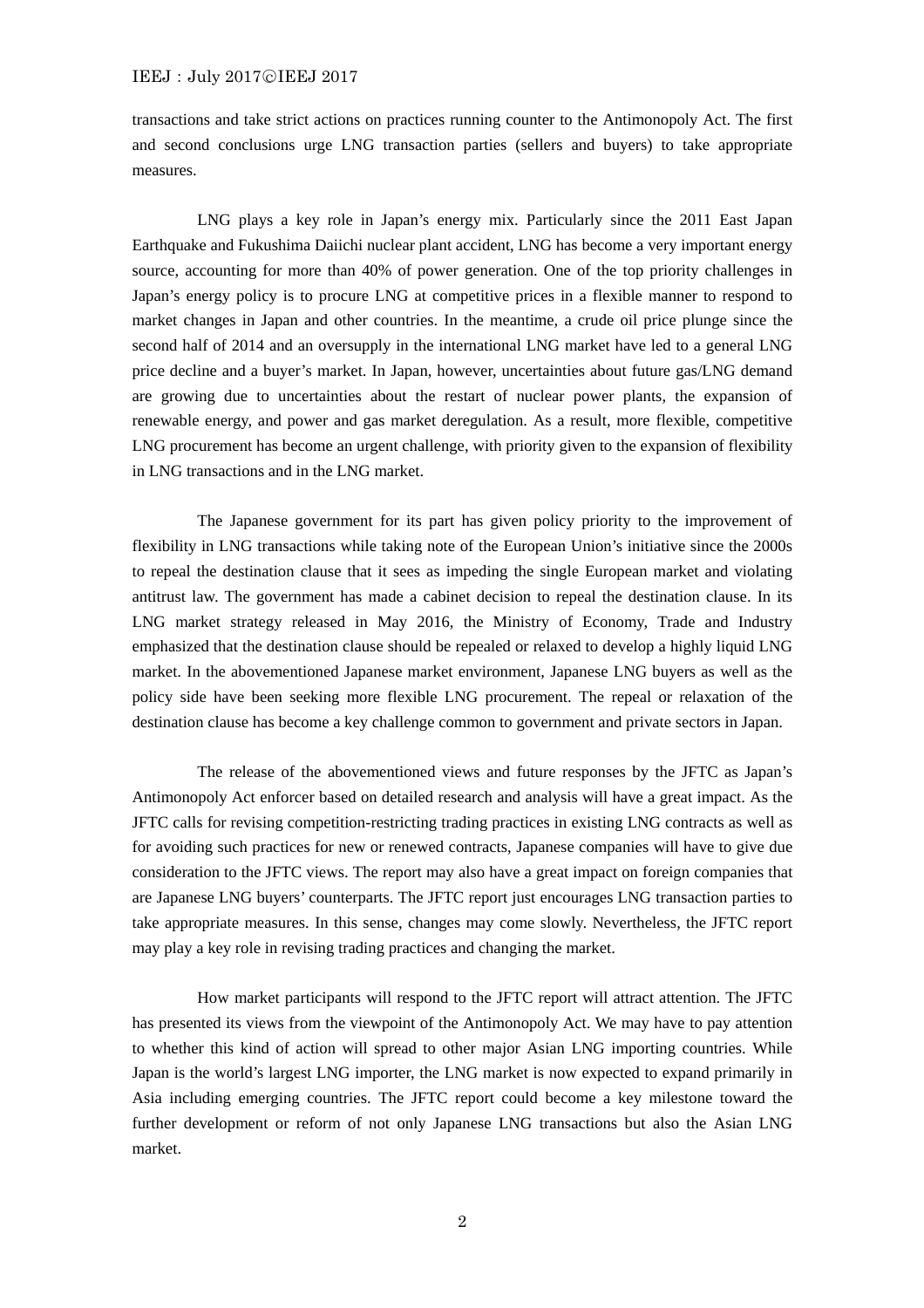transactions and take strict actions on practices running counter to the Antimonopoly Act. The first and second conclusions urge LNG transaction parties (sellers and buyers) to take appropriate measures.

LNG plays a key role in Japan's energy mix. Particularly since the 2011 East Japan Earthquake and Fukushima Daiichi nuclear plant accident, LNG has become a very important energy source, accounting for more than 40% of power generation. One of the top priority challenges in Japan's energy policy is to procure LNG at competitive prices in a flexible manner to respond to market changes in Japan and other countries. In the meantime, a crude oil price plunge since the second half of 2014 and an oversupply in the international LNG market have led to a general LNG price decline and a buyer's market. In Japan, however, uncertainties about future gas/LNG demand are growing due to uncertainties about the restart of nuclear power plants, the expansion of renewable energy, and power and gas market deregulation. As a result, more flexible, competitive LNG procurement has become an urgent challenge, with priority given to the expansion of flexibility in LNG transactions and in the LNG market.

The Japanese government for its part has given policy priority to the improvement of flexibility in LNG transactions while taking note of the European Union's initiative since the 2000s to repeal the destination clause that it sees as impeding the single European market and violating antitrust law. The government has made a cabinet decision to repeal the destination clause. In its LNG market strategy released in May 2016, the Ministry of Economy, Trade and Industry emphasized that the destination clause should be repealed or relaxed to develop a highly liquid LNG market. In the abovementioned Japanese market environment, Japanese LNG buyers as well as the policy side have been seeking more flexible LNG procurement. The repeal or relaxation of the destination clause has become a key challenge common to government and private sectors in Japan.

The release of the abovementioned views and future responses by the JFTC as Japan's Antimonopoly Act enforcer based on detailed research and analysis will have a great impact. As the JFTC calls for revising competition-restricting trading practices in existing LNG contracts as well as for avoiding such practices for new or renewed contracts, Japanese companies will have to give due consideration to the JFTC views. The report may also have a great impact on foreign companies that are Japanese LNG buyers' counterparts. The JFTC report just encourages LNG transaction parties to take appropriate measures. In this sense, changes may come slowly. Nevertheless, the JFTC report may play a key role in revising trading practices and changing the market.

How market participants will respond to the JFTC report will attract attention. The JFTC has presented its views from the viewpoint of the Antimonopoly Act. We may have to pay attention to whether this kind of action will spread to other major Asian LNG importing countries. While Japan is the world's largest LNG importer, the LNG market is now expected to expand primarily in Asia including emerging countries. The JFTC report could become a key milestone toward the further development or reform of not only Japanese LNG transactions but also the Asian LNG market.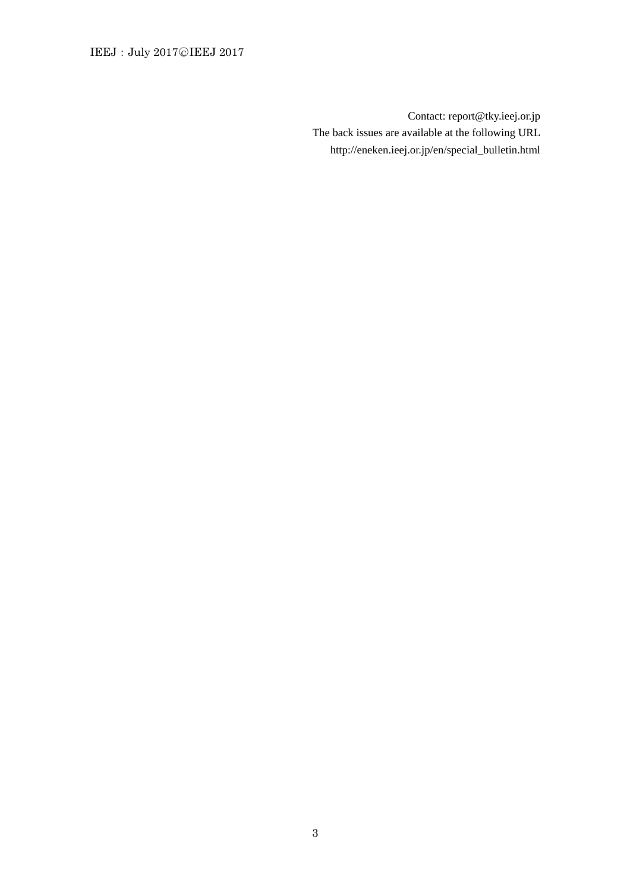Contact: report@tky.ieej.or.jp

The back issues are available at the following URL

http://eneken.ieej.or.jp/en/special_bulletin.html